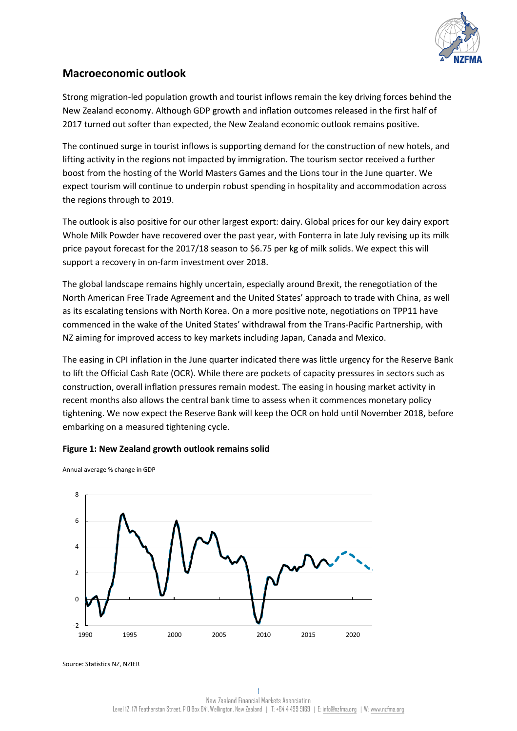## Macroeconomic outlook

Strong migration-led population growth and tourist inflows remain the key driving forces behind the New Zealand economy. Although GDP growth and inflation outcomes released in the first half of 2017 turned out softer than expected, the New Zealand economic outlook remains positive.

The continued surge in tourist inflows is supporting demand for the construction of new hotels, and lifting activity in the regions not impacted by immigration. The tourism sector received a further boost from the hosting of the World Masters Games and the Lions tour in the June quarter. We expect tourism will continue to underpin robust spending in hospitality and accommodation across the regions through to 2019.

The outlook is also positive for our other largest export: dairy. Global prices for our key dairy export Whole Milk Powder have recovered over the past year, with Fonterra in late July revising up its milk price payout forecast for the 2017/18 season to $6.75 per kg of milk solids. We expect this will support a recovery in on-farm investment over 2018.

The global landscape remains highly uncertain, especially around Brexit, the renegotiation of the North American Free Trade Agreement and the United States' approach to trade with China, as well as its escalating tensions with North Korea. On a more positive note, negotiations on TPP11 have commenced in the wake of the United States' withdrawal from the Trans-Pacific Partnership, with NZ aiming for improved access to key markets including Japan, Canada and Mexico.

The easing in CPI inflation in the June quarter indicated there was little urgency for the Reserve Bank to lift the Official Cash Rate (OCR). While there are pockets of capacity pressures in sectors such as construction, overall inflation pressures remain modest. The easing in housing market activity in recent months also allows the central bank time to assess when it commences monetary policy tightening. We now expect the Reserve Bank will keep the OCR on hold until November 2018, before embarking on a measured tightening cycle.

**Figure 1: New Zealand growth outlook remains solid**

Annual average % change in GDP

8
6
4
2
0
-2

1990 1995 2000 2005 2010 2015 2020

Source: Statistics NZ, NZIER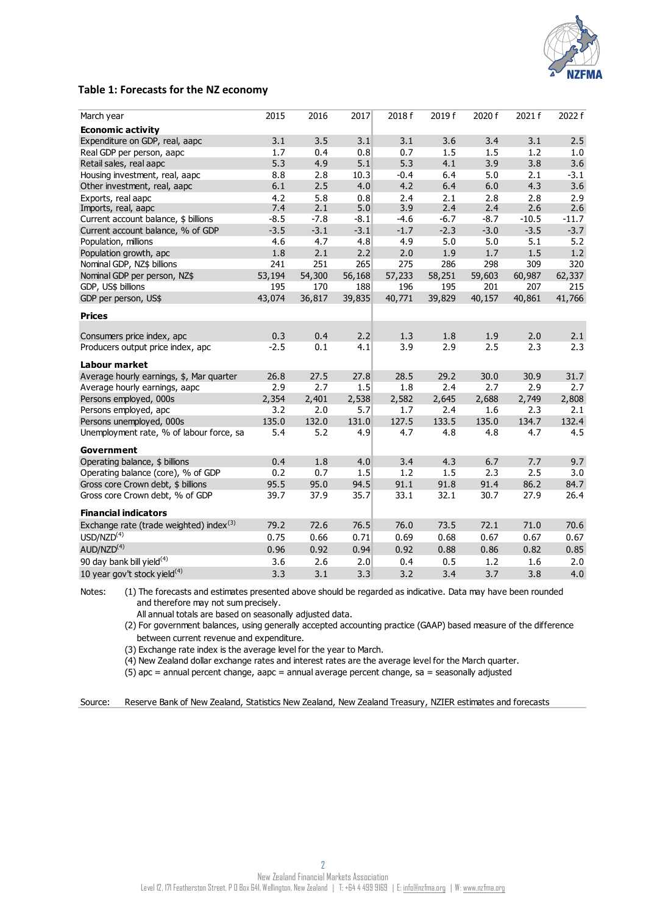### Table 1: Forecasts for the NZ economy

| March year | 2015 | 2016 | 2017 | 2018 f | 2019 f | 2020 f | 2021 f | 2022 f |
|---|---|---|---|---|---|---|---|---|
| **Economic activity** | | | | | | | | |
| Expenditure on GDP, real, aapc | 3.1 | 3.5 | 3.1 | 3.1 | 3.6 | 3.4 | 3.1 | 2.5 |
| Real GDP per person, aapc | 1.7 | 0.4 | 0.8 | 0.7 | 1.5 | 1.5 | 1.2 | 1.0 |
| Retail sales, real aapc | 5.3 | 4.9 | 5.1 | 5.3 | 4.1 | 3.9 | 3.8 | 3.6 |
| Housing investment, real, aapc | 8.8 | 2.8 | 10.3 | -0.4 | 6.4 | 5.0 | 2.1 | -3.1 |
| Other investment, real, aapc | 6.1 | 2.5 | 4.0 | 4.2 | 6.4 | 6.0 | 4.3 | 3.6 |
| Exports, real aapc | 4.2 | 5.8 | 0.8 | 2.4 | 2.1 | 2.8 | 2.8 | 2.9 |
| Imports, real, aapc | 7.4 | 2.1 | 5.0 | 3.9 | 2.4 | 2.4 | 2.6 | 2.6 |
| Current account balance, $ billions | -8.5 | -7.8 | -8.1 | -4.6 | -6.7 | -8.7 | -10.5 | -11.7 |
| Current account balance, % of GDP | -3.5 | -3.1 | -3.1 | -1.7 | -2.3 | -3.0 | -3.5 | -3.7 |
| Population, millions | 4.6 | 4.7 | 4.8 | 4.9 | 5.0 | 5.0 | 5.1 | 5.2 |
| Population growth, apc | 1.8 | 2.1 | 2.2 | 2.0 | 1.9 | 1.7 | 1.5 | 1.2 |
| Nominal GDP, NZ$ billions | 241 | 251 | 265 | 275 | 286 | 298 | 309 | 320 |
| Nominal GDP per person, NZ$ | 53,194 | 54,300 | 56,168 | 57,233 | 58,251 | 59,603 | 60,987 | 62,337 |
| GDP, US$ billions | 195 | 170 | 188 | 196 | 195 | 201 | 207 | 215 |
| GDP per person, US$ | 43,074 | 36,817 | 39,835 | 40,771 | 39,829 | 40,157 | 40,861 | 41,766 |
| **Prices** | | | | | | | | |
| Consumers price index, apc | 0.3 | 0.4 | 2.2 | 1.3 | 1.8 | 1.9 | 2.0 | 2.1 |
| Producers output price index, apc | -2.5 | 0.1 | 4.1 | 3.9 | 2.9 | 2.5 | 2.3 | 2.3 |
| **Labour market** | | | | | | | | |
| Average hourly earnings, $, Mar quarter | 26.8 | 27.5 | 27.8 | 28.5 | 29.2 | 30.0 | 30.9 | 31.7 |
| Average hourly earnings, aapc | 2.9 | 2.7 | 1.5 | 1.8 | 2.4 | 2.7 | 2.9 | 2.7 |
| Persons employed, 000s | 2,354 | 2,401 | 2,538 | 2,582 | 2,645 | 2,688 | 2,749 | 2,808 |
| Persons employed, apc | 3.2 | 2.0 | 5.7 | 1.7 | 2.4 | 1.6 | 2.3 | 2.1 |
| Persons unemployed, 000s | 135.0 | 132.0 | 131.0 | 127.5 | 133.5 | 135.0 | 134.7 | 132.4 |
| Unemployment rate, % of labour force, sa | 5.4 | 5.2 | 4.9 | 4.7 | 4.8 | 4.8 | 4.7 | 4.5 |
| **Government** | | | | | | | | |
| Operating balance, $ billions | 0.4 | 1.8 | 4.0 | 3.4 | 4.3 | 6.7 | 7.7 | 9.7 |
| Operating balance (core), % of GDP | 0.2 | 0.7 | 1.5 | 1.2 | 1.5 | 2.3 | 2.5 | 3.0 |
| Gross core Crown debt, $ billions | 95.5 | 95.0 | 94.5 | 91.1 | 91.8 | 91.4 | 86.2 | 84.7 |
| Gross core Crown debt, % of GDP | 39.7 | 37.9 | 35.7 | 33.1 | 32.1 | 30.7 | 27.9 | 26.4 |
| **Financial indicators** | | | | | | | | |
| Exchange rate (trade weighted) index(3) | 79.2 | 72.6 | 76.5 | 76.0 | 73.5 | 72.1 | 71.0 | 70.6 |
| USD/NZD(4) | 0.75 | 0.66 | 0.71 | 0.69 | 0.68 | 0.67 | 0.67 | 0.67 |
| AUD/NZD(4) | 0.96 | 0.92 | 0.94 | 0.92 | 0.88 | 0.86 | 0.82 | 0.85 |
| 90 day bank bill yield(4) | 3.6 | 2.6 | 2.0 | 0.4 | 0.5 | 1.2 | 1.6 | 2.0 |
| 10 year gov't stock yield(4) | 3.3 | 3.1 | 3.3 | 3.2 | 3.4 | 3.7 | 3.8 | 4.0 |

Notes:
(1) The forecasts and estimates presented above should be regarded as indicative. Data may have been rounded and therefore may not sum precisely.
All annual totals are based on seasonally adjusted data.
(2) For government balances, using generally accepted accounting practice (GAAP) based measure of the difference between current revenue and expenditure.
(3) Exchange rate index is the average level for the year to March.
(4) New Zealand dollar exchange rates and interest rates are the average level for the March quarter.
(5) apc = annual percent change, aapc = annual average percent change, sa = seasonally adjusted

Source: Reserve Bank of New Zealand, Statistics New Zealand, New Zealand Treasury, NZIER estimates and forecasts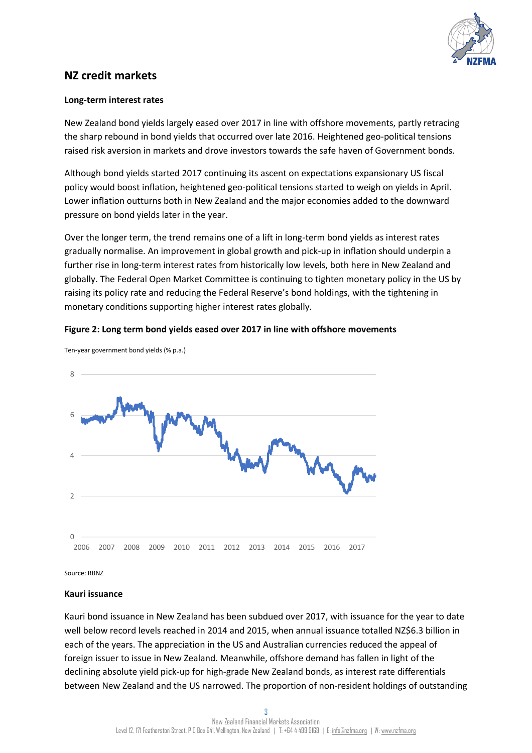## NZ credit markets

### Long-term interest rates

New Zealand bond yields largely eased over 2017 in line with offshore movements, partly retracing the sharp rebound in bond yields that occurred over late 2016. Heightened geo-political tensions raised risk aversion in markets and drove investors towards the safe haven of Government bonds.

Although bond yields started 2017 continuing its ascent on expectations expansionary US fiscal policy would boost inflation, heightened geo-political tensions started to weigh on yields in April. Lower inflation outturns both in New Zealand and the major economies added to the downward pressure on bond yields later in the year.

Over the longer term, the trend remains one of a lift in long-term bond yields as interest rates gradually normalise. An improvement in global growth and pick-up in inflation should underpin a further rise in long-term interest rates from historically low levels, both here in New Zealand and globally. The Federal Open Market Committee is continuing to tighten monetary policy in the US by raising its policy rate and reducing the Federal Reserve's bond holdings, with the tightening in monetary conditions supporting higher interest rates globally.

**Figure 2: Long term bond yields eased over 2017 in line with offshore movements**

Ten-year government bond yields (% p.a.)

8
6
4
2
0

2006 2007 2008 2009 2010 2011 2012 2013 2014 2015 2016 2017

Source: RBNZ

### Kauri issuance

Kauri bond issuance in New Zealand has been subdued over 2017, with issuance for the year to date well below record levels reached in 2014 and 2015, when annual issuance totalled NZ$6.3 billion in each of the years. The appreciation in the US and Australian currencies reduced the appeal of foreign issuer to issue in New Zealand. Meanwhile, offshore demand has fallen in light of the declining absolute yield pick-up for high-grade New Zealand bonds, as interest rate differentials between New Zealand and the US narrowed. The proportion of non-resident holdings of outstanding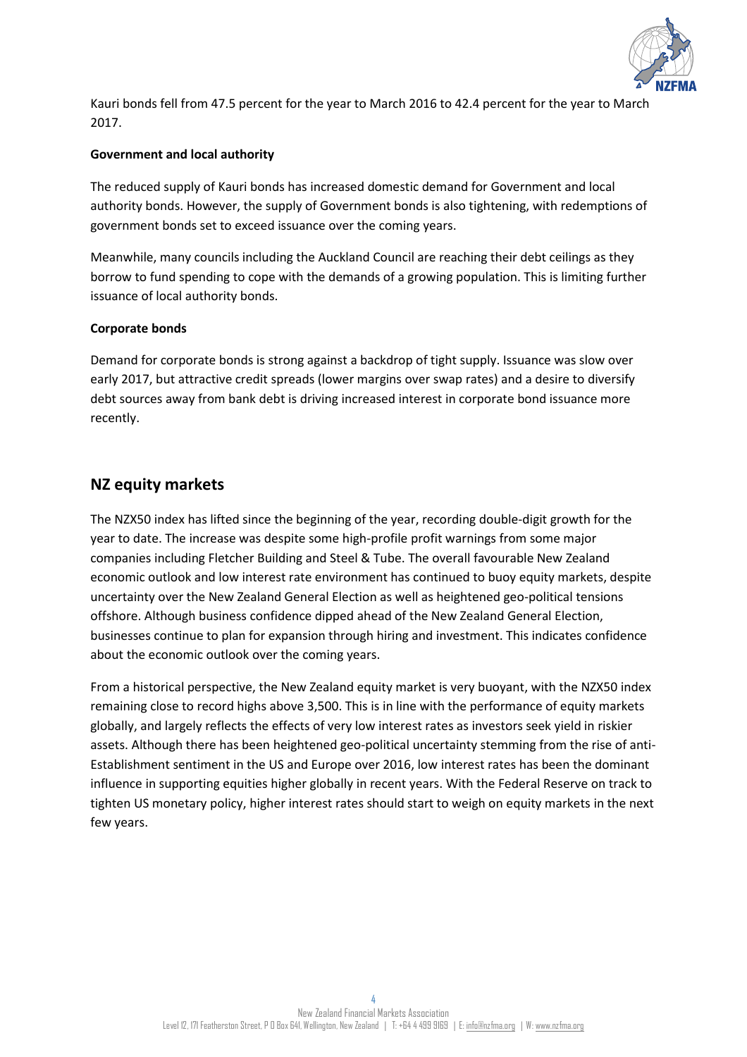Kauri bonds fell from 47.5 percent for the year to March 2016 to 42.4 percent for the year to March 2017.

**Government and local authority**

The reduced supply of Kauri bonds has increased domestic demand for Government and local authority bonds. However, the supply of Government bonds is also tightening, with redemptions of government bonds set to exceed issuance over the coming years.

Meanwhile, many councils including the Auckland Council are reaching their debt ceilings as they borrow to fund spending to cope with the demands of a growing population. This is limiting further issuance of local authority bonds.

**Corporate bonds**

Demand for corporate bonds is strong against a backdrop of tight supply. Issuance was slow over early 2017, but attractive credit spreads (lower margins over swap rates) and a desire to diversify debt sources away from bank debt is driving increased interest in corporate bond issuance more recently.

## NZ equity markets

The NZX50 index has lifted since the beginning of the year, recording double-digit growth for the year to date. The increase was despite some high-profile profit warnings from some major companies including Fletcher Building and Steel & Tube. The overall favourable New Zealand economic outlook and low interest rate environment has continued to buoy equity markets, despite uncertainty over the New Zealand General Election as well as heightened geo-political tensions offshore. Although business confidence dipped ahead of the New Zealand General Election, businesses continue to plan for expansion through hiring and investment. This indicates confidence about the economic outlook over the coming years.

From a historical perspective, the New Zealand equity market is very buoyant, with the NZX50 index remaining close to record highs above 3,500. This is in line with the performance of equity markets globally, and largely reflects the effects of very low interest rates as investors seek yield in riskier assets. Although there has been heightened geo-political uncertainty stemming from the rise of anti-Establishment sentiment in the US and Europe over 2016, low interest rates has been the dominant influence in supporting equities higher globally in recent years. With the Federal Reserve on track to tighten US monetary policy, higher interest rates should start to weigh on equity markets in the next few years.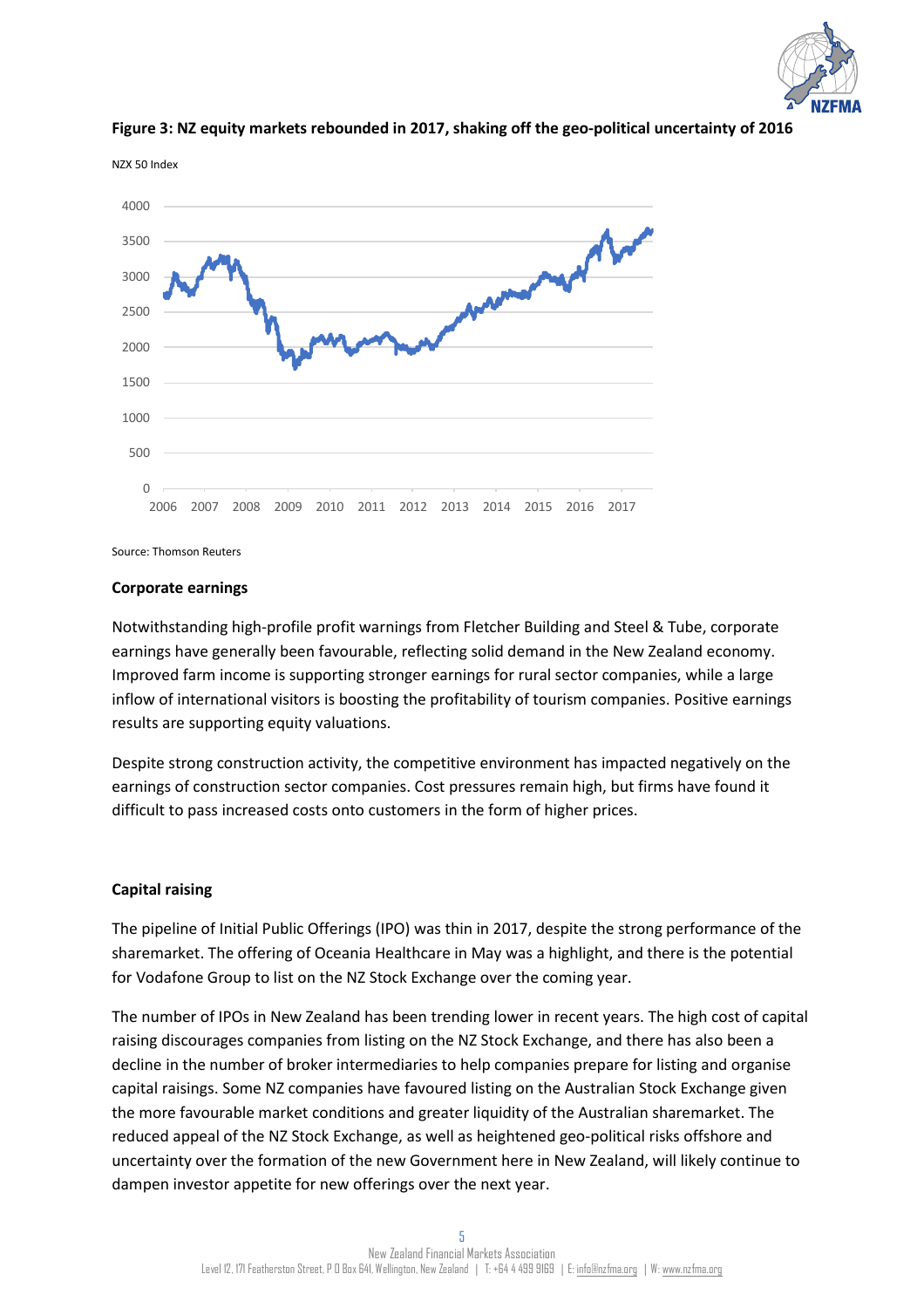**Figure 3: NZ equity markets rebounded in 2017, shaking off the geo-political uncertainty of 2016**

NZX 50 Index

4000
3500
3000
2500
2000
1500
1000
500
0

2006 2007 2008 2009 2010 2011 2012 2013 2014 2015 2016 2017

Source: Thomson Reuters

**Corporate earnings**

Notwithstanding high-profile profit warnings from Fletcher Building and Steel & Tube, corporate earnings have generally been favourable, reflecting solid demand in the New Zealand economy. Improved farm income is supporting stronger earnings for rural sector companies, while a large inflow of international visitors is boosting the profitability of tourism companies. Positive earnings results are supporting equity valuations.

Despite strong construction activity, the competitive environment has impacted negatively on the earnings of construction sector companies. Cost pressures remain high, but firms have found it difficult to pass increased costs onto customers in the form of higher prices.

**Capital raising**

The pipeline of Initial Public Offerings (IPO) was thin in 2017, despite the strong performance of the sharemarket. The offering of Oceania Healthcare in May was a highlight, and there is the potential for Vodafone Group to list on the NZ Stock Exchange over the coming year.

The number of IPOs in New Zealand has been trending lower in recent years. The high cost of capital raising discourages companies from listing on the NZ Stock Exchange, and there has also been a decline in the number of broker intermediaries to help companies prepare for listing and organise capital raisings. Some NZ companies have favoured listing on the Australian Stock Exchange given the more favourable market conditions and greater liquidity of the Australian sharemarket. The reduced appeal of the NZ Stock Exchange, as well as heightened geo-political risks offshore and uncertainty over the formation of the new Government here in New Zealand, will likely continue to dampen investor appetite for new offerings over the next year.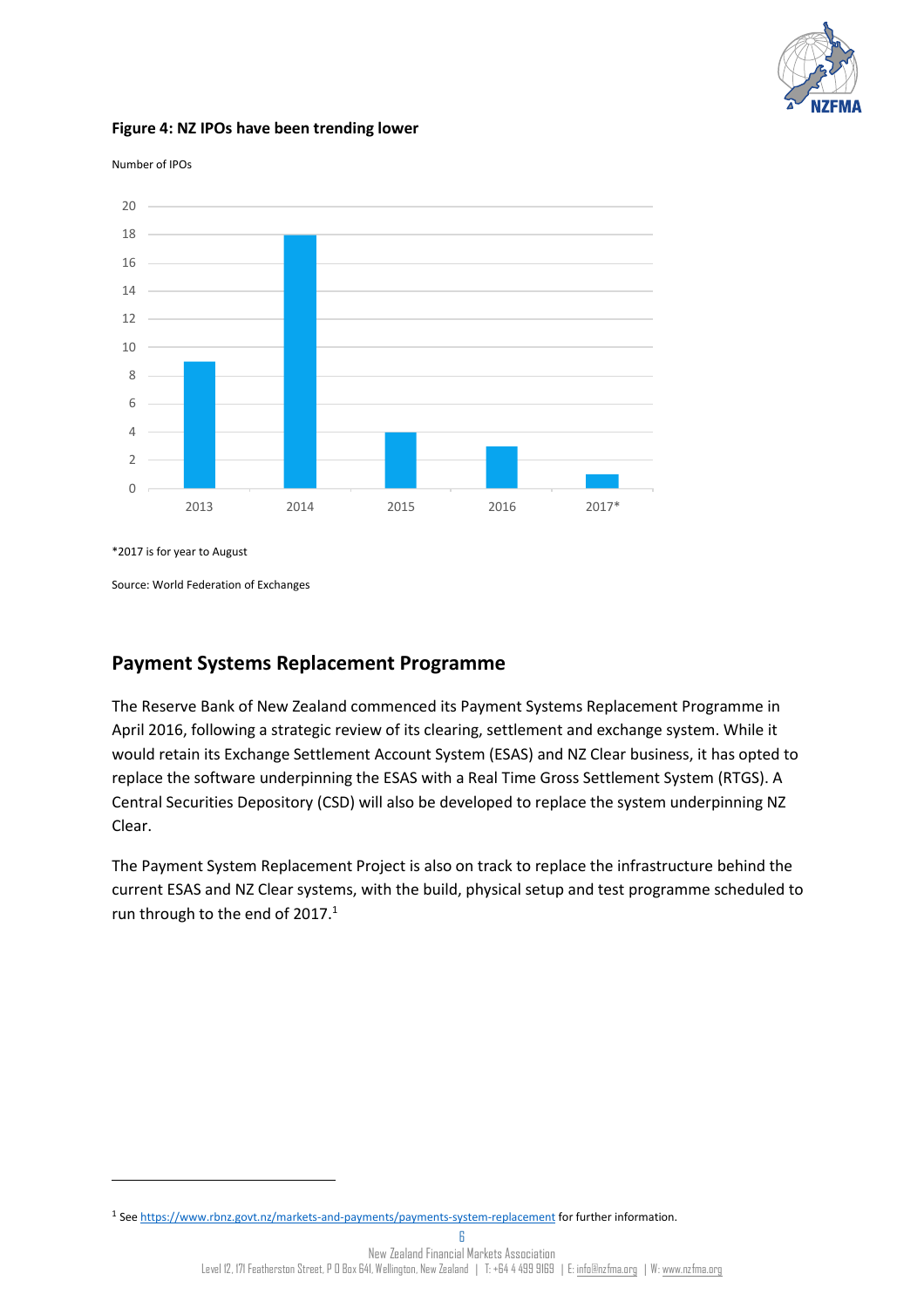**Figure 4: NZ IPOs have been trending lower**

Number of IPOs

20
18
16
14
12
10
8
6
4
2
0

2013 2014 2015 2016 2017*

*2017 is for year to August

Source: World Federation of Exchanges

## Payment Systems Replacement Programme

The Reserve Bank of New Zealand commenced its Payment Systems Replacement Programme in April 2016, following a strategic review of its clearing, settlement and exchange system. While it would retain its Exchange Settlement Account System (ESAS) and NZ Clear business, it has opted to replace the software underpinning the ESAS with a Real Time Gross Settlement System (RTGS). A Central Securities Depository (CSD) will also be developed to replace the system underpinning NZ Clear.

The Payment System Replacement Project is also on track to replace the infrastructure behind the current ESAS and NZ Clear systems, with the build, physical setup and test programme scheduled to run through to the end of 2017.[1]

[1] See https://www.rbnz.govt.nz/markets-and-payments/payments-system-replacement for further information.